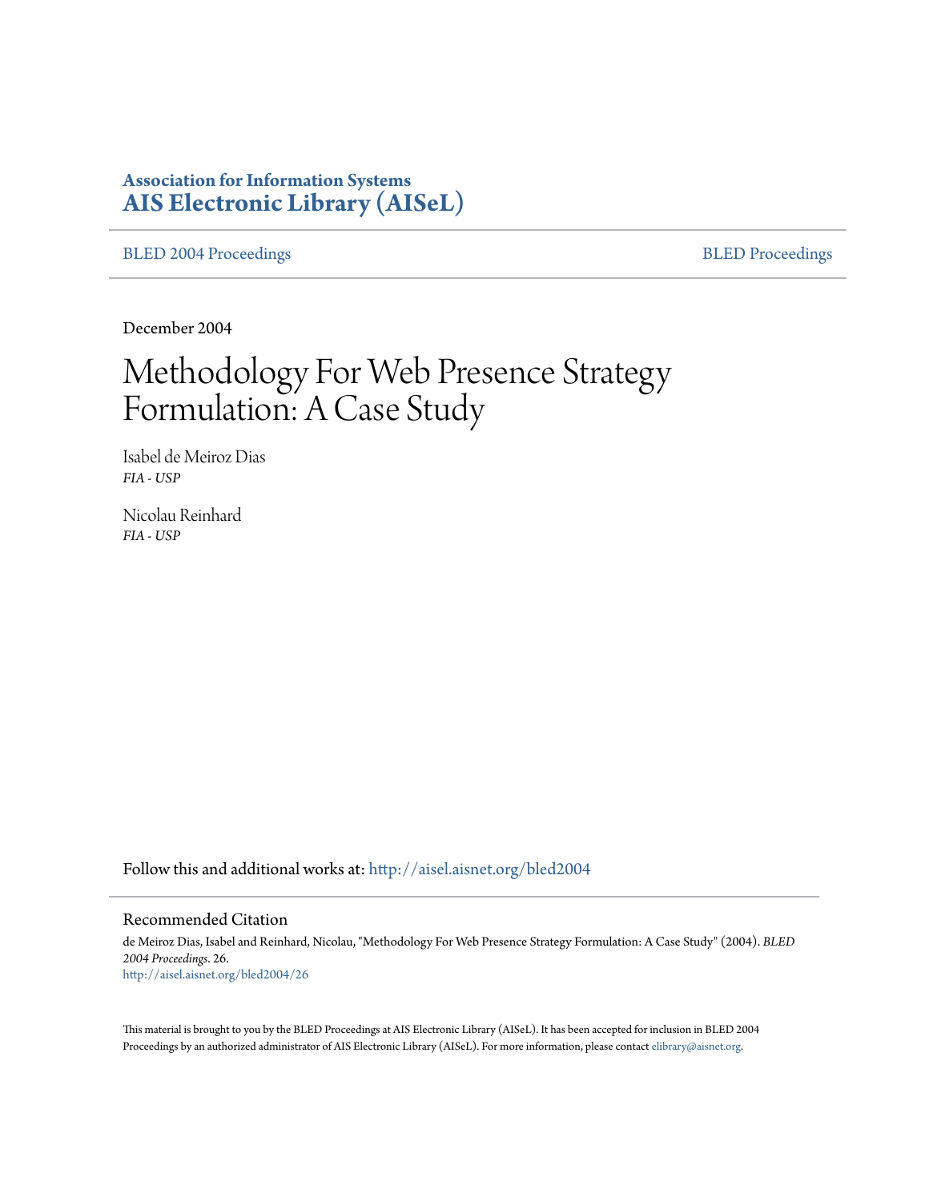**Association for Information Systems**
**AIS Electronic Library (AISeL)**

BLED 2004 Proceedings | BLED Proceedings

December 2004

# Methodology For Web Presence Strategy Formulation: A Case Study

Isabel de Meiroz Dias
*FIA - USP*

Nicolau Reinhard
*FIA - USP*

Follow this and additional works at: http://aisel.aisnet.org/bled2004

## Recommended Citation

de Meiroz Dias, Isabel and Reinhard, Nicolau, "Methodology For Web Presence Strategy Formulation: A Case Study" (2004). *BLED 2004 Proceedings*. 26.
http://aisel.aisnet.org/bled2004/26

This material is brought to you by the BLED Proceedings at AIS Electronic Library (AISeL). It has been accepted for inclusion in BLED 2004 Proceedings by an authorized administrator of AIS Electronic Library (AISeL). For more information, please contact elibrary@aisnet.org.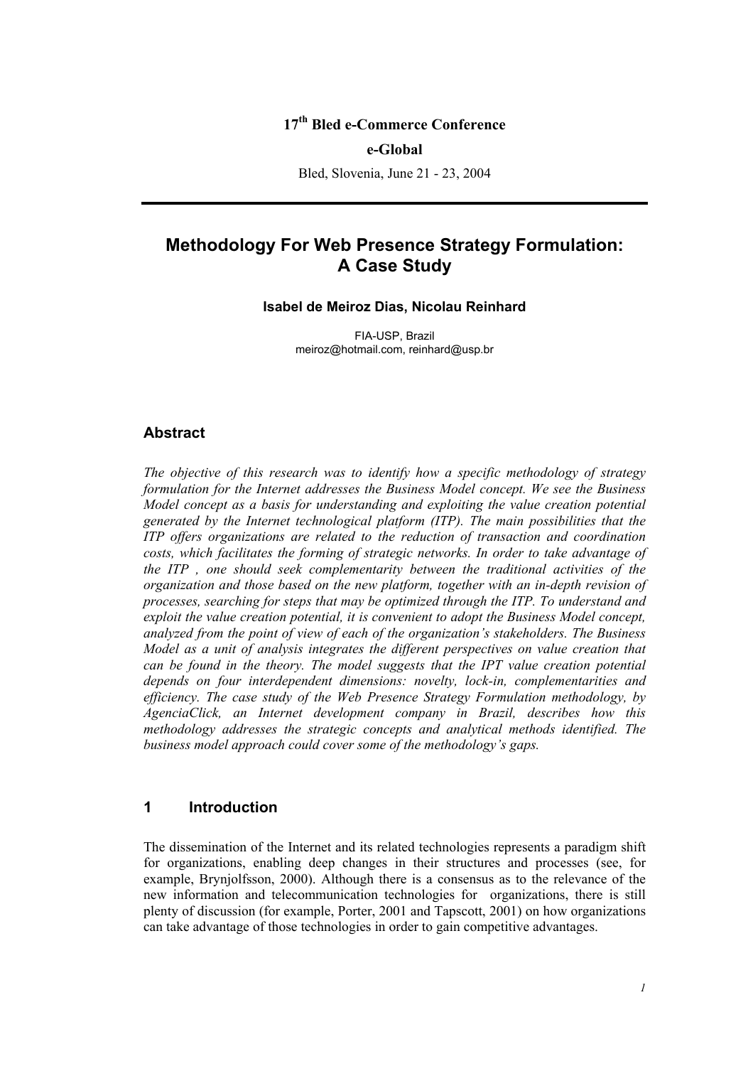**17th Bled e-Commerce Conference**

**e-Global**

Bled, Slovenia, June 21 - 23, 2004

# Methodology For Web Presence Strategy Formulation: A Case Study

**Isabel de Meiroz Dias, Nicolau Reinhard**

FIA-USP, Brazil
meiroz@hotmail.com, reinhard@usp.br

## Abstract

*The objective of this research was to identify how a specific methodology of strategy formulation for the Internet addresses the Business Model concept. We see the Business Model concept as a basis for understanding and exploiting the value creation potential generated by the Internet technological platform (ITP). The main possibilities that the ITP offers organizations are related to the reduction of transaction and coordination costs, which facilitates the forming of strategic networks. In order to take advantage of the ITP , one should seek complementarity between the traditional activities of the organization and those based on the new platform, together with an in-depth revision of processes, searching for steps that may be optimized through the ITP. To understand and exploit the value creation potential, it is convenient to adopt the Business Model concept, analyzed from the point of view of each of the organization's stakeholders. The Business Model as a unit of analysis integrates the different perspectives on value creation that can be found in the theory. The model suggests that the IPT value creation potential depends on four interdependent dimensions: novelty, lock-in, complementarities and efficiency. The case study of the Web Presence Strategy Formulation methodology, by AgenciaClick, an Internet development company in Brazil, describes how this methodology addresses the strategic concepts and analytical methods identified. The business model approach could cover some of the methodology's gaps.*

## 1 Introduction

The dissemination of the Internet and its related technologies represents a paradigm shift for organizations, enabling deep changes in their structures and processes (see, for example, Brynjolfsson, 2000). Although there is a consensus as to the relevance of the new information and telecommunication technologies for organizations, there is still plenty of discussion (for example, Porter, 2001 and Tapscott, 2001) on how organizations can take advantage of those technologies in order to gain competitive advantages.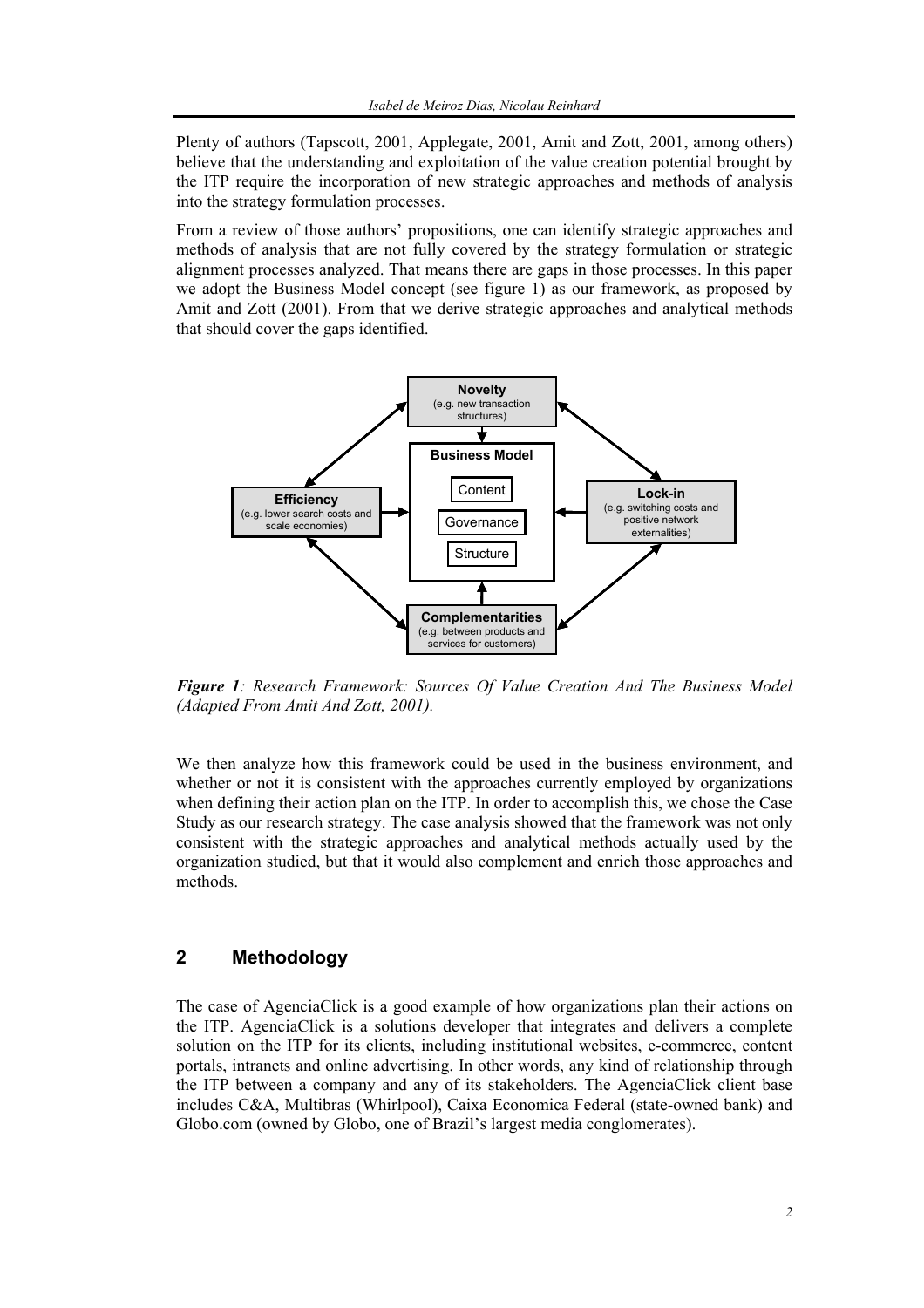Plenty of authors (Tapscott, 2001, Applegate, 2001, Amit and Zott, 2001, among others) believe that the understanding and exploitation of the value creation potential brought by the ITP require the incorporation of new strategic approaches and methods of analysis into the strategy formulation processes.

From a review of those authors' propositions, one can identify strategic approaches and methods of analysis that are not fully covered by the strategy formulation or strategic alignment processes analyzed. That means there are gaps in those processes. In this paper we adopt the Business Model concept (see figure 1) as our framework, as proposed by Amit and Zott (2001). From that we derive strategic approaches and analytical methods that should cover the gaps identified.

**Novelty** (e.g. new transaction structures)

**Efficiency** (e.g. lower search costs and scale economies)

**Business Model**: Content, Governance, Structure

**Lock-in** (e.g. switching costs and positive network externalities)

**Complementarities** (e.g. between products and services for customers)

***Figure 1****: Research Framework: Sources Of Value Creation And The Business Model (Adapted From Amit And Zott, 2001).*

We then analyze how this framework could be used in the business environment, and whether or not it is consistent with the approaches currently employed by organizations when defining their action plan on the ITP. In order to accomplish this, we chose the Case Study as our research strategy. The case analysis showed that the framework was not only consistent with the strategic approaches and analytical methods actually used by the organization studied, but that it would also complement and enrich those approaches and methods.

## 2 Methodology

The case of AgenciaClick is a good example of how organizations plan their actions on the ITP. AgenciaClick is a solutions developer that integrates and delivers a complete solution on the ITP for its clients, including institutional websites, e-commerce, content portals, intranets and online advertising. In other words, any kind of relationship through the ITP between a company and any of its stakeholders. The AgenciaClick client base includes C&A, Multibras (Whirlpool), Caixa Economica Federal (state-owned bank) and Globo.com (owned by Globo, one of Brazil's largest media conglomerates).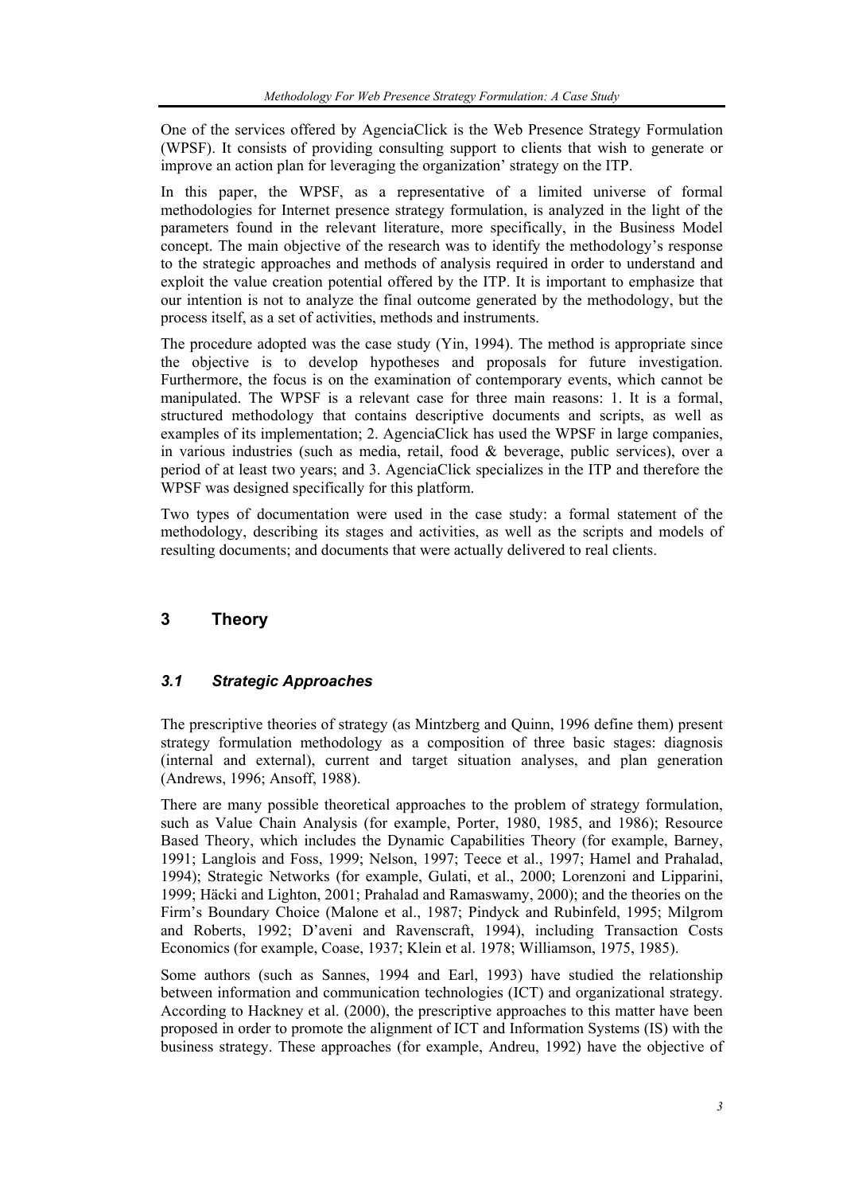One of the services offered by AgenciaClick is the Web Presence Strategy Formulation (WPSF). It consists of providing consulting support to clients that wish to generate or improve an action plan for leveraging the organization' strategy on the ITP.

In this paper, the WPSF, as a representative of a limited universe of formal methodologies for Internet presence strategy formulation, is analyzed in the light of the parameters found in the relevant literature, more specifically, in the Business Model concept. The main objective of the research was to identify the methodology's response to the strategic approaches and methods of analysis required in order to understand and exploit the value creation potential offered by the ITP. It is important to emphasize that our intention is not to analyze the final outcome generated by the methodology, but the process itself, as a set of activities, methods and instruments.

The procedure adopted was the case study (Yin, 1994). The method is appropriate since the objective is to develop hypotheses and proposals for future investigation. Furthermore, the focus is on the examination of contemporary events, which cannot be manipulated. The WPSF is a relevant case for three main reasons: 1. It is a formal, structured methodology that contains descriptive documents and scripts, as well as examples of its implementation; 2. AgenciaClick has used the WPSF in large companies, in various industries (such as media, retail, food & beverage, public services), over a period of at least two years; and 3. AgenciaClick specializes in the ITP and therefore the WPSF was designed specifically for this platform.

Two types of documentation were used in the case study: a formal statement of the methodology, describing its stages and activities, as well as the scripts and models of resulting documents; and documents that were actually delivered to real clients.

# 3 Theory

## *3.1 Strategic Approaches*

The prescriptive theories of strategy (as Mintzberg and Quinn, 1996 define them) present strategy formulation methodology as a composition of three basic stages: diagnosis (internal and external), current and target situation analyses, and plan generation (Andrews, 1996; Ansoff, 1988).

There are many possible theoretical approaches to the problem of strategy formulation, such as Value Chain Analysis (for example, Porter, 1980, 1985, and 1986); Resource Based Theory, which includes the Dynamic Capabilities Theory (for example, Barney, 1991; Langlois and Foss, 1999; Nelson, 1997; Teece et al., 1997; Hamel and Prahalad, 1994); Strategic Networks (for example, Gulati, et al., 2000; Lorenzoni and Lipparini, 1999; Häcki and Lighton, 2001; Prahalad and Ramaswamy, 2000); and the theories on the Firm's Boundary Choice (Malone et al., 1987; Pindyck and Rubinfeld, 1995; Milgrom and Roberts, 1992; D'aveni and Ravenscraft, 1994), including Transaction Costs Economics (for example, Coase, 1937; Klein et al. 1978; Williamson, 1975, 1985).

Some authors (such as Sannes, 1994 and Earl, 1993) have studied the relationship between information and communication technologies (ICT) and organizational strategy. According to Hackney et al. (2000), the prescriptive approaches to this matter have been proposed in order to promote the alignment of ICT and Information Systems (IS) with the business strategy. These approaches (for example, Andreu, 1992) have the objective of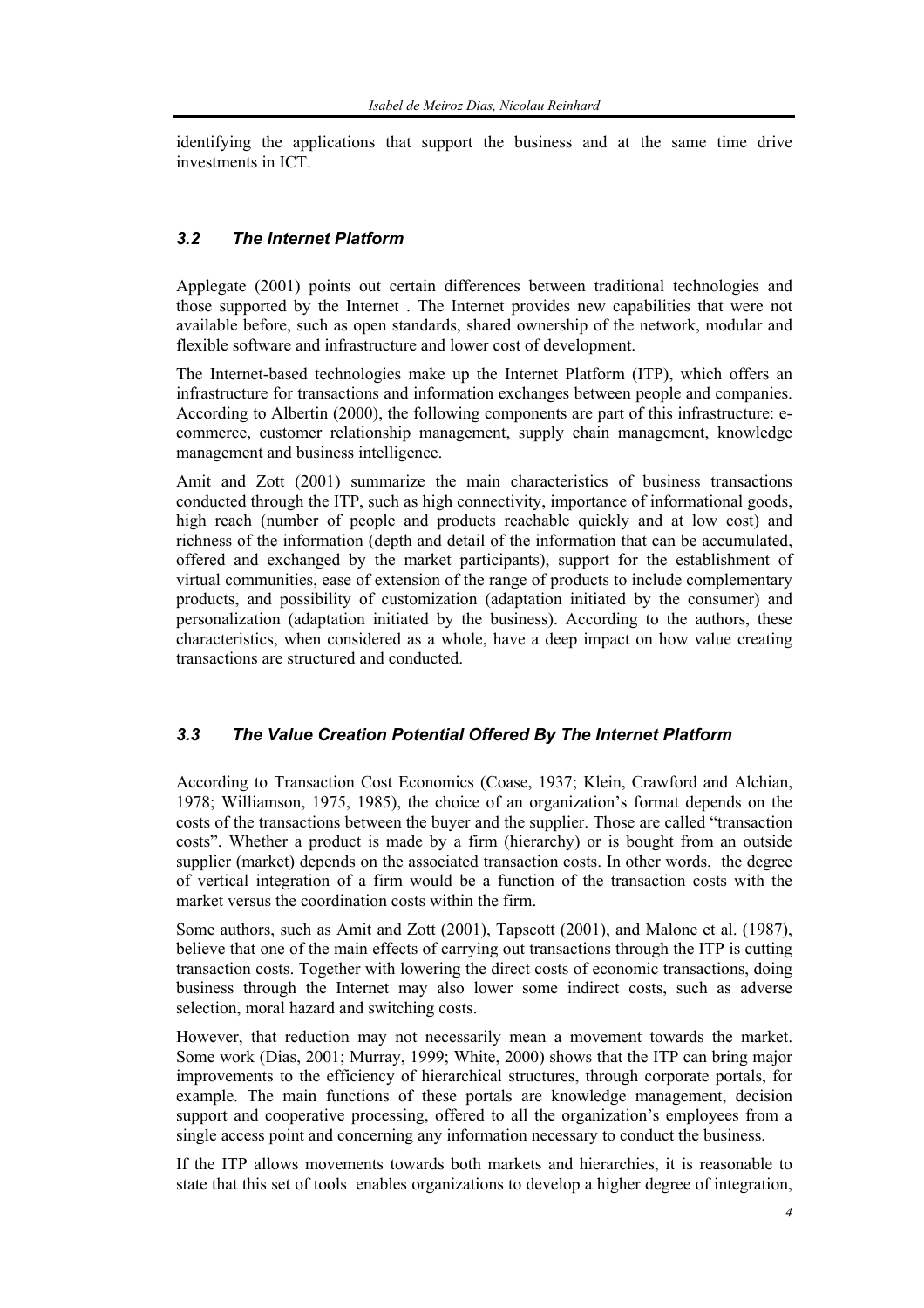identifying the applications that support the business and at the same time drive investments in ICT.

### *3.2 The Internet Platform*

Applegate (2001) points out certain differences between traditional technologies and those supported by the Internet . The Internet provides new capabilities that were not available before, such as open standards, shared ownership of the network, modular and flexible software and infrastructure and lower cost of development.

The Internet-based technologies make up the Internet Platform (ITP), which offers an infrastructure for transactions and information exchanges between people and companies. According to Albertin (2000), the following components are part of this infrastructure: e-commerce, customer relationship management, supply chain management, knowledge management and business intelligence.

Amit and Zott (2001) summarize the main characteristics of business transactions conducted through the ITP, such as high connectivity, importance of informational goods, high reach (number of people and products reachable quickly and at low cost) and richness of the information (depth and detail of the information that can be accumulated, offered and exchanged by the market participants), support for the establishment of virtual communities, ease of extension of the range of products to include complementary products, and possibility of customization (adaptation initiated by the consumer) and personalization (adaptation initiated by the business). According to the authors, these characteristics, when considered as a whole, have a deep impact on how value creating transactions are structured and conducted.

### *3.3 The Value Creation Potential Offered By The Internet Platform*

According to Transaction Cost Economics (Coase, 1937; Klein, Crawford and Alchian, 1978; Williamson, 1975, 1985), the choice of an organization's format depends on the costs of the transactions between the buyer and the supplier. Those are called "transaction costs". Whether a product is made by a firm (hierarchy) or is bought from an outside supplier (market) depends on the associated transaction costs. In other words, the degree of vertical integration of a firm would be a function of the transaction costs with the market versus the coordination costs within the firm.

Some authors, such as Amit and Zott (2001), Tapscott (2001), and Malone et al. (1987), believe that one of the main effects of carrying out transactions through the ITP is cutting transaction costs. Together with lowering the direct costs of economic transactions, doing business through the Internet may also lower some indirect costs, such as adverse selection, moral hazard and switching costs.

However, that reduction may not necessarily mean a movement towards the market. Some work (Dias, 2001; Murray, 1999; White, 2000) shows that the ITP can bring major improvements to the efficiency of hierarchical structures, through corporate portals, for example. The main functions of these portals are knowledge management, decision support and cooperative processing, offered to all the organization's employees from a single access point and concerning any information necessary to conduct the business.

If the ITP allows movements towards both markets and hierarchies, it is reasonable to state that this set of tools enables organizations to develop a higher degree of integration,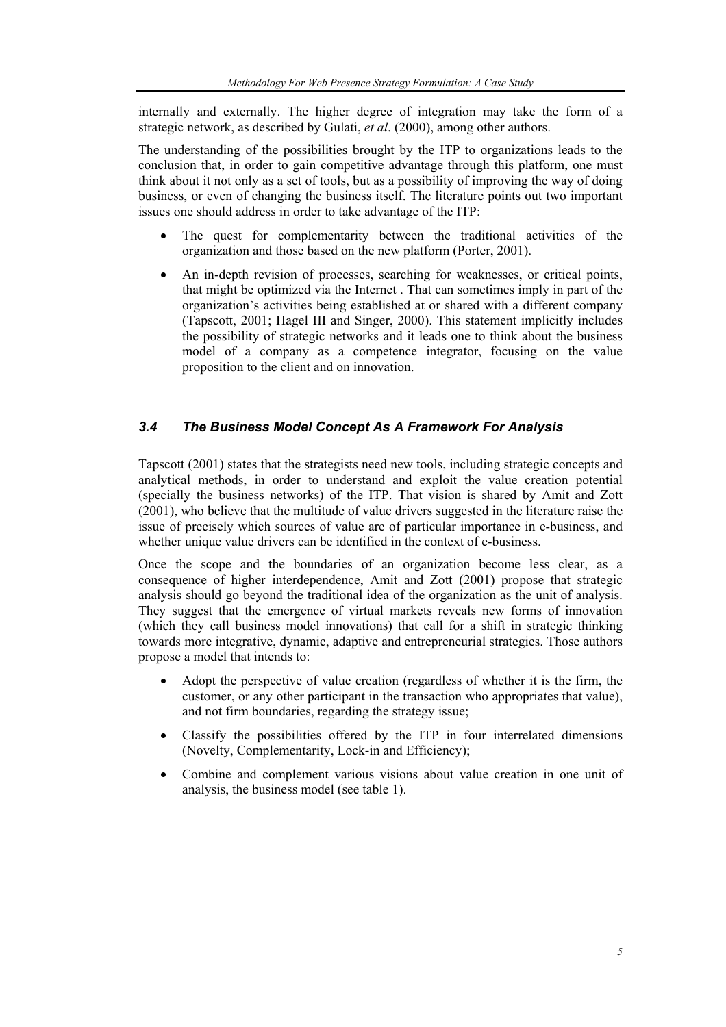internally and externally. The higher degree of integration may take the form of a strategic network, as described by Gulati, *et al*. (2000), among other authors.

The understanding of the possibilities brought by the ITP to organizations leads to the conclusion that, in order to gain competitive advantage through this platform, one must think about it not only as a set of tools, but as a possibility of improving the way of doing business, or even of changing the business itself. The literature points out two important issues one should address in order to take advantage of the ITP:

- The quest for complementarity between the traditional activities of the organization and those based on the new platform (Porter, 2001).
- An in-depth revision of processes, searching for weaknesses, or critical points, that might be optimized via the Internet . That can sometimes imply in part of the organization's activities being established at or shared with a different company (Tapscott, 2001; Hagel III and Singer, 2000). This statement implicitly includes the possibility of strategic networks and it leads one to think about the business model of a company as a competence integrator, focusing on the value proposition to the client and on innovation.

### *3.4 The Business Model Concept As A Framework For Analysis*

Tapscott (2001) states that the strategists need new tools, including strategic concepts and analytical methods, in order to understand and exploit the value creation potential (specially the business networks) of the ITP. That vision is shared by Amit and Zott (2001), who believe that the multitude of value drivers suggested in the literature raise the issue of precisely which sources of value are of particular importance in e-business, and whether unique value drivers can be identified in the context of e-business.

Once the scope and the boundaries of an organization become less clear, as a consequence of higher interdependence, Amit and Zott (2001) propose that strategic analysis should go beyond the traditional idea of the organization as the unit of analysis. They suggest that the emergence of virtual markets reveals new forms of innovation (which they call business model innovations) that call for a shift in strategic thinking towards more integrative, dynamic, adaptive and entrepreneurial strategies. Those authors propose a model that intends to:

- Adopt the perspective of value creation (regardless of whether it is the firm, the customer, or any other participant in the transaction who appropriates that value), and not firm boundaries, regarding the strategy issue;
- Classify the possibilities offered by the ITP in four interrelated dimensions (Novelty, Complementarity, Lock-in and Efficiency);
- Combine and complement various visions about value creation in one unit of analysis, the business model (see table 1).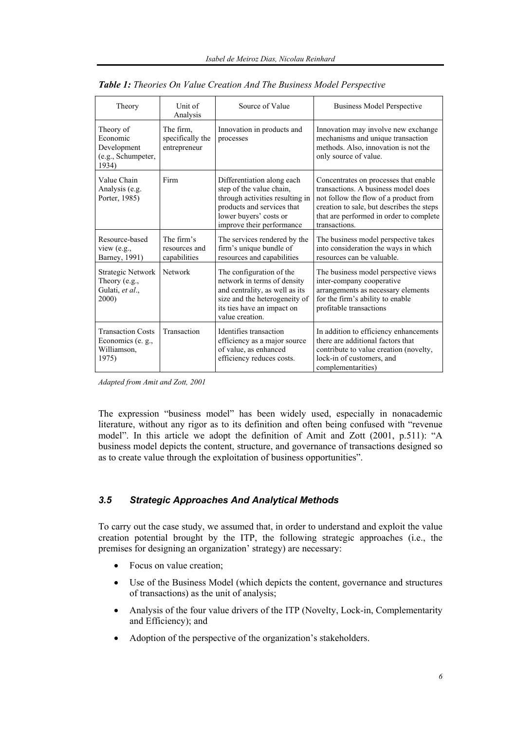***Table 1:*** *Theories On Value Creation And The Business Model Perspective*

| Theory | Unit of Analysis | Source of Value | Business Model Perspective |
|---|---|---|---|
| Theory of Economic Development (e.g., Schumpeter, 1934) | The firm, specifically the entrepreneur | Innovation in products and processes | Innovation may involve new exchange mechanisms and unique transaction methods. Also, innovation is not the only source of value. |
| Value Chain Analysis (e.g. Porter, 1985) | Firm | Differentiation along each step of the value chain, through activities resulting in products and services that lower buyers' costs or improve their performance | Concentrates on processes that enable transactions. A business model does not follow the flow of a product from creation to sale, but describes the steps that are performed in order to complete transactions. |
| Resource-based view (e.g., Barney, 1991) | The firm's resources and capabilities | The services rendered by the firm's unique bundle of resources and capabilities | The business model perspective takes into consideration the ways in which resources can be valuable. |
| Strategic Network Theory (e.g., Gulati, *et al*., 2000) | Network | The configuration of the network in terms of density and centrality, as well as its size and the heterogeneity of its ties have an impact on value creation. | The business model perspective views inter-company cooperative arrangements as necessary elements for the firm's ability to enable profitable transactions |
| Transaction Costs Economics (e. g., Williamson, 1975) | Transaction | Identifies transaction efficiency as a major source of value, as enhanced efficiency reduces costs. | In addition to efficiency enhancements there are additional factors that contribute to value creation (novelty, lock-in of customers, and complementarities) |

*Adapted from Amit and Zott, 2001*

The expression "business model" has been widely used, especially in nonacademic literature, without any rigor as to its definition and often being confused with "revenue model". In this article we adopt the definition of Amit and Zott (2001, p.511): "A business model depicts the content, structure, and governance of transactions designed so as to create value through the exploitation of business opportunities".

### *3.5 Strategic Approaches And Analytical Methods*

To carry out the case study, we assumed that, in order to understand and exploit the value creation potential brought by the ITP, the following strategic approaches (i.e., the premises for designing an organization' strategy) are necessary:

- Focus on value creation;
- Use of the Business Model (which depicts the content, governance and structures of transactions) as the unit of analysis;
- Analysis of the four value drivers of the ITP (Novelty, Lock-in, Complementarity and Efficiency); and
- Adoption of the perspective of the organization's stakeholders.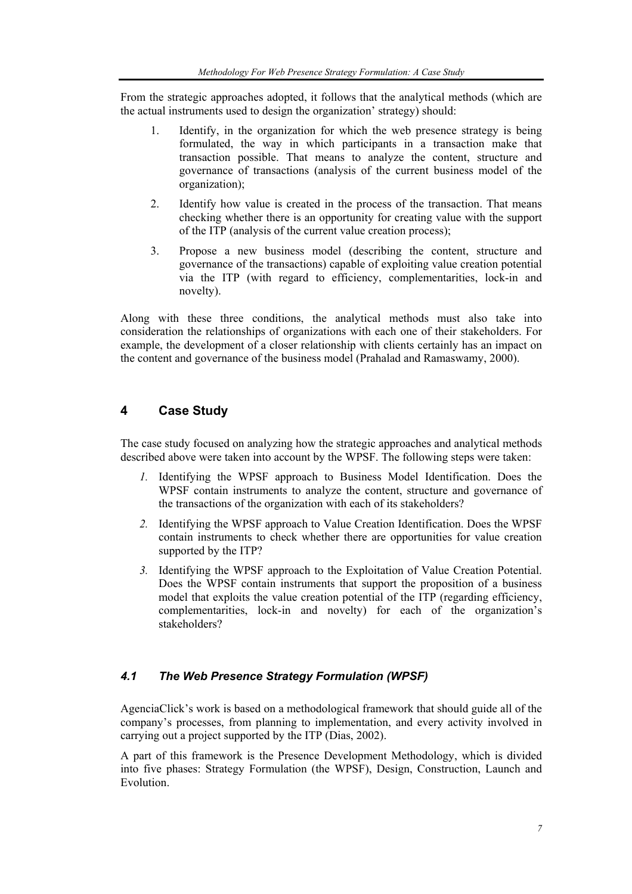From the strategic approaches adopted, it follows that the analytical methods (which are the actual instruments used to design the organization' strategy) should:

1. Identify, in the organization for which the web presence strategy is being formulated, the way in which participants in a transaction make that transaction possible. That means to analyze the content, structure and governance of transactions (analysis of the current business model of the organization);
2. Identify how value is created in the process of the transaction. That means checking whether there is an opportunity for creating value with the support of the ITP (analysis of the current value creation process);
3. Propose a new business model (describing the content, structure and governance of the transactions) capable of exploiting value creation potential via the ITP (with regard to efficiency, complementarities, lock-in and novelty).

Along with these three conditions, the analytical methods must also take into consideration the relationships of organizations with each one of their stakeholders. For example, the development of a closer relationship with clients certainly has an impact on the content and governance of the business model (Prahalad and Ramaswamy, 2000).

## 4 Case Study

The case study focused on analyzing how the strategic approaches and analytical methods described above were taken into account by the WPSF. The following steps were taken:

*1.* Identifying the WPSF approach to Business Model Identification. Does the WPSF contain instruments to analyze the content, structure and governance of the transactions of the organization with each of its stakeholders?

*2.* Identifying the WPSF approach to Value Creation Identification. Does the WPSF contain instruments to check whether there are opportunities for value creation supported by the ITP?

*3.* Identifying the WPSF approach to the Exploitation of Value Creation Potential. Does the WPSF contain instruments that support the proposition of a business model that exploits the value creation potential of the ITP (regarding efficiency, complementarities, lock-in and novelty) for each of the organization's stakeholders?

### *4.1 The Web Presence Strategy Formulation (WPSF)*

AgenciaClick's work is based on a methodological framework that should guide all of the company's processes, from planning to implementation, and every activity involved in carrying out a project supported by the ITP (Dias, 2002).

A part of this framework is the Presence Development Methodology, which is divided into five phases: Strategy Formulation (the WPSF), Design, Construction, Launch and Evolution.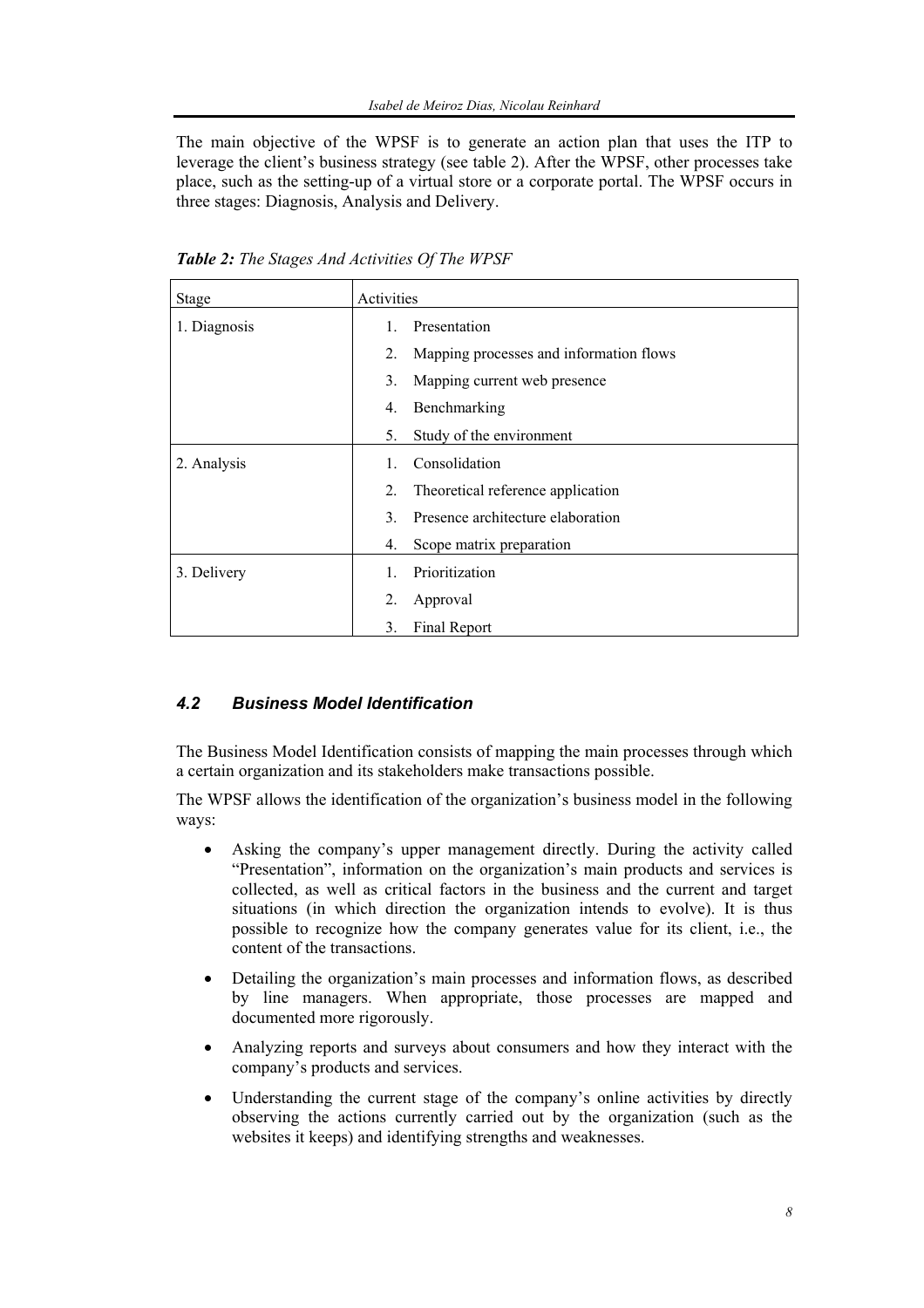The main objective of the WPSF is to generate an action plan that uses the ITP to leverage the client's business strategy (see table 2). After the WPSF, other processes take place, such as the setting-up of a virtual store or a corporate portal. The WPSF occurs in three stages: Diagnosis, Analysis and Delivery.

***Table 2:*** *The Stages And Activities Of The WPSF*

| Stage | Activities |
|---|---|
| 1. Diagnosis | 1. Presentation |
| | 2. Mapping processes and information flows |
| | 3. Mapping current web presence |
| | 4. Benchmarking |
| | 5. Study of the environment |
| 2. Analysis | 1. Consolidation |
| | 2. Theoretical reference application |
| | 3. Presence architecture elaboration |
| | 4. Scope matrix preparation |
| 3. Delivery | 1. Prioritization |
| | 2. Approval |
| | 3. Final Report |

### *4.2 Business Model Identification*

The Business Model Identification consists of mapping the main processes through which a certain organization and its stakeholders make transactions possible.

The WPSF allows the identification of the organization's business model in the following ways:

- Asking the company's upper management directly. During the activity called "Presentation", information on the organization's main products and services is collected, as well as critical factors in the business and the current and target situations (in which direction the organization intends to evolve). It is thus possible to recognize how the company generates value for its client, i.e., the content of the transactions.
- Detailing the organization's main processes and information flows, as described by line managers. When appropriate, those processes are mapped and documented more rigorously.
- Analyzing reports and surveys about consumers and how they interact with the company's products and services.
- Understanding the current stage of the company's online activities by directly observing the actions currently carried out by the organization (such as the websites it keeps) and identifying strengths and weaknesses.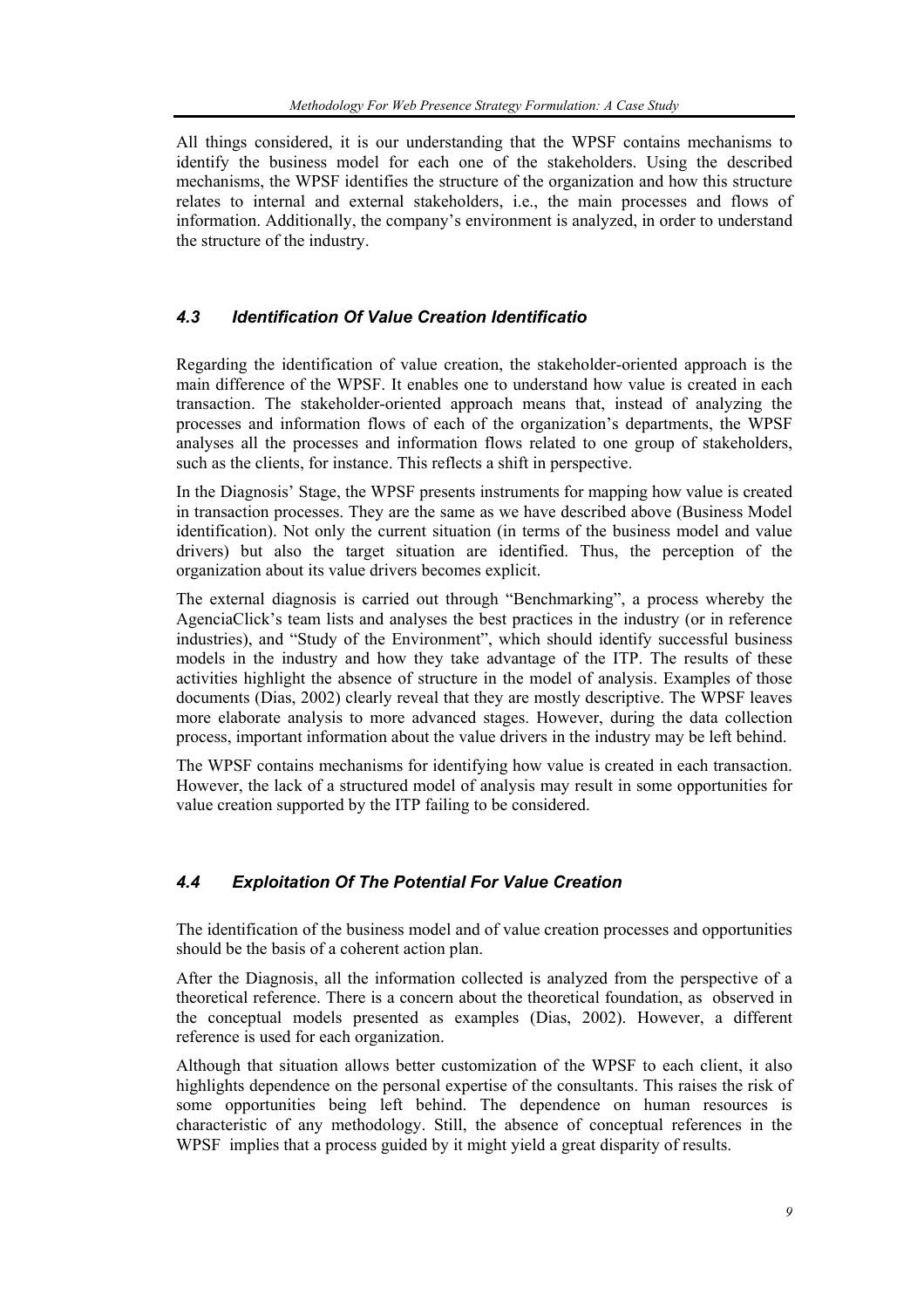All things considered, it is our understanding that the WPSF contains mechanisms to identify the business model for each one of the stakeholders. Using the described mechanisms, the WPSF identifies the structure of the organization and how this structure relates to internal and external stakeholders, i.e., the main processes and flows of information. Additionally, the company's environment is analyzed, in order to understand the structure of the industry.

### *4.3 Identification Of Value Creation Identificatio*

Regarding the identification of value creation, the stakeholder-oriented approach is the main difference of the WPSF. It enables one to understand how value is created in each transaction. The stakeholder-oriented approach means that, instead of analyzing the processes and information flows of each of the organization's departments, the WPSF analyses all the processes and information flows related to one group of stakeholders, such as the clients, for instance. This reflects a shift in perspective.

In the Diagnosis' Stage, the WPSF presents instruments for mapping how value is created in transaction processes. They are the same as we have described above (Business Model identification). Not only the current situation (in terms of the business model and value drivers) but also the target situation are identified. Thus, the perception of the organization about its value drivers becomes explicit.

The external diagnosis is carried out through "Benchmarking", a process whereby the AgenciaClick's team lists and analyses the best practices in the industry (or in reference industries), and "Study of the Environment", which should identify successful business models in the industry and how they take advantage of the ITP. The results of these activities highlight the absence of structure in the model of analysis. Examples of those documents (Dias, 2002) clearly reveal that they are mostly descriptive. The WPSF leaves more elaborate analysis to more advanced stages. However, during the data collection process, important information about the value drivers in the industry may be left behind.

The WPSF contains mechanisms for identifying how value is created in each transaction. However, the lack of a structured model of analysis may result in some opportunities for value creation supported by the ITP failing to be considered.

### *4.4 Exploitation Of The Potential For Value Creation*

The identification of the business model and of value creation processes and opportunities should be the basis of a coherent action plan.

After the Diagnosis, all the information collected is analyzed from the perspective of a theoretical reference. There is a concern about the theoretical foundation, as observed in the conceptual models presented as examples (Dias, 2002). However, a different reference is used for each organization.

Although that situation allows better customization of the WPSF to each client, it also highlights dependence on the personal expertise of the consultants. This raises the risk of some opportunities being left behind. The dependence on human resources is characteristic of any methodology. Still, the absence of conceptual references in the WPSF implies that a process guided by it might yield a great disparity of results.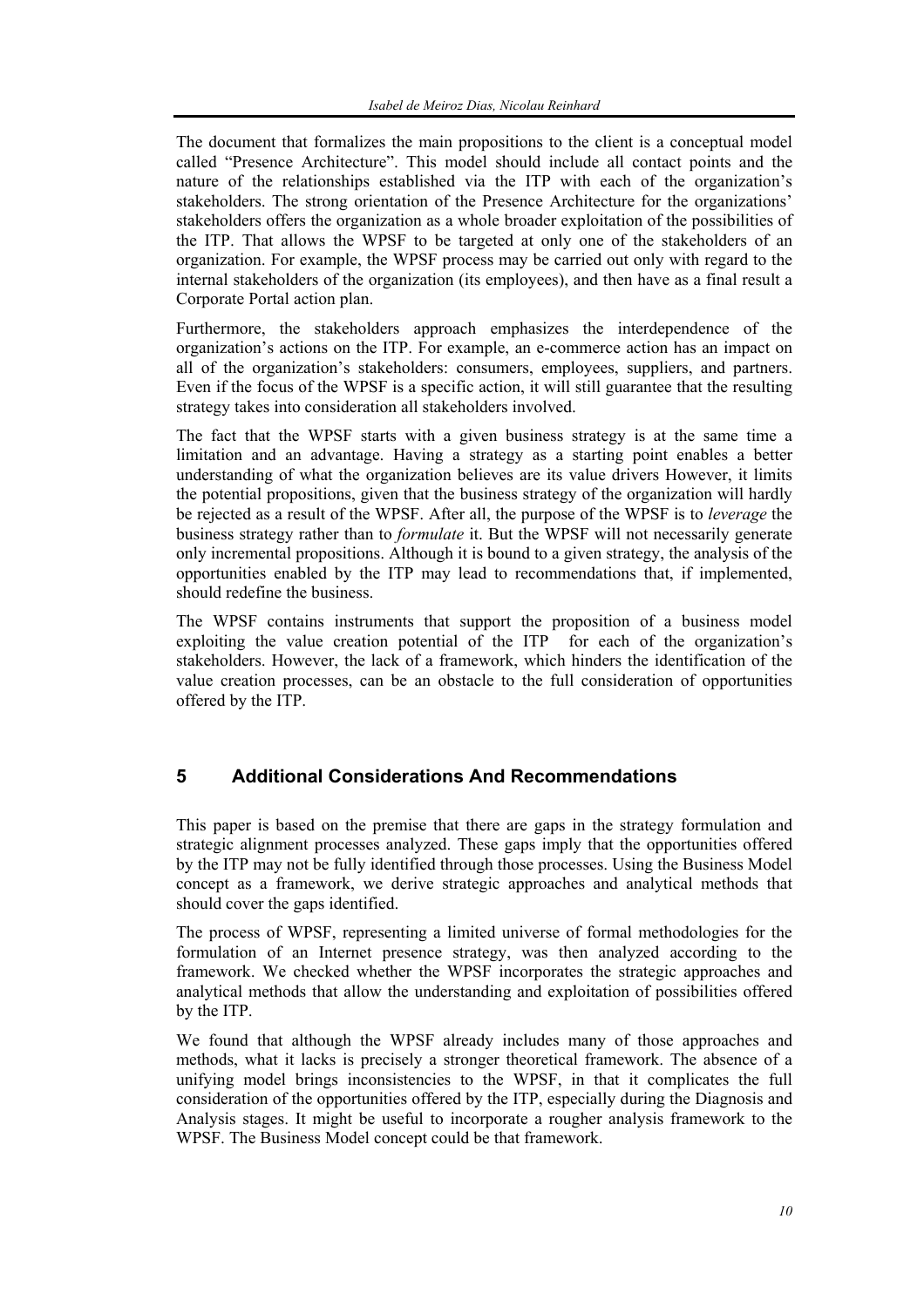The document that formalizes the main propositions to the client is a conceptual model called "Presence Architecture". This model should include all contact points and the nature of the relationships established via the ITP with each of the organization's stakeholders. The strong orientation of the Presence Architecture for the organizations' stakeholders offers the organization as a whole broader exploitation of the possibilities of the ITP. That allows the WPSF to be targeted at only one of the stakeholders of an organization. For example, the WPSF process may be carried out only with regard to the internal stakeholders of the organization (its employees), and then have as a final result a Corporate Portal action plan.

Furthermore, the stakeholders approach emphasizes the interdependence of the organization's actions on the ITP. For example, an e-commerce action has an impact on all of the organization's stakeholders: consumers, employees, suppliers, and partners. Even if the focus of the WPSF is a specific action, it will still guarantee that the resulting strategy takes into consideration all stakeholders involved.

The fact that the WPSF starts with a given business strategy is at the same time a limitation and an advantage. Having a strategy as a starting point enables a better understanding of what the organization believes are its value drivers However, it limits the potential propositions, given that the business strategy of the organization will hardly be rejected as a result of the WPSF. After all, the purpose of the WPSF is to *leverage* the business strategy rather than to *formulate* it. But the WPSF will not necessarily generate only incremental propositions. Although it is bound to a given strategy, the analysis of the opportunities enabled by the ITP may lead to recommendations that, if implemented, should redefine the business.

The WPSF contains instruments that support the proposition of a business model exploiting the value creation potential of the ITP for each of the organization's stakeholders. However, the lack of a framework, which hinders the identification of the value creation processes, can be an obstacle to the full consideration of opportunities offered by the ITP.

## 5 Additional Considerations And Recommendations

This paper is based on the premise that there are gaps in the strategy formulation and strategic alignment processes analyzed. These gaps imply that the opportunities offered by the ITP may not be fully identified through those processes. Using the Business Model concept as a framework, we derive strategic approaches and analytical methods that should cover the gaps identified.

The process of WPSF, representing a limited universe of formal methodologies for the formulation of an Internet presence strategy, was then analyzed according to the framework. We checked whether the WPSF incorporates the strategic approaches and analytical methods that allow the understanding and exploitation of possibilities offered by the ITP.

We found that although the WPSF already includes many of those approaches and methods, what it lacks is precisely a stronger theoretical framework. The absence of a unifying model brings inconsistencies to the WPSF, in that it complicates the full consideration of the opportunities offered by the ITP, especially during the Diagnosis and Analysis stages. It might be useful to incorporate a rougher analysis framework to the WPSF. The Business Model concept could be that framework.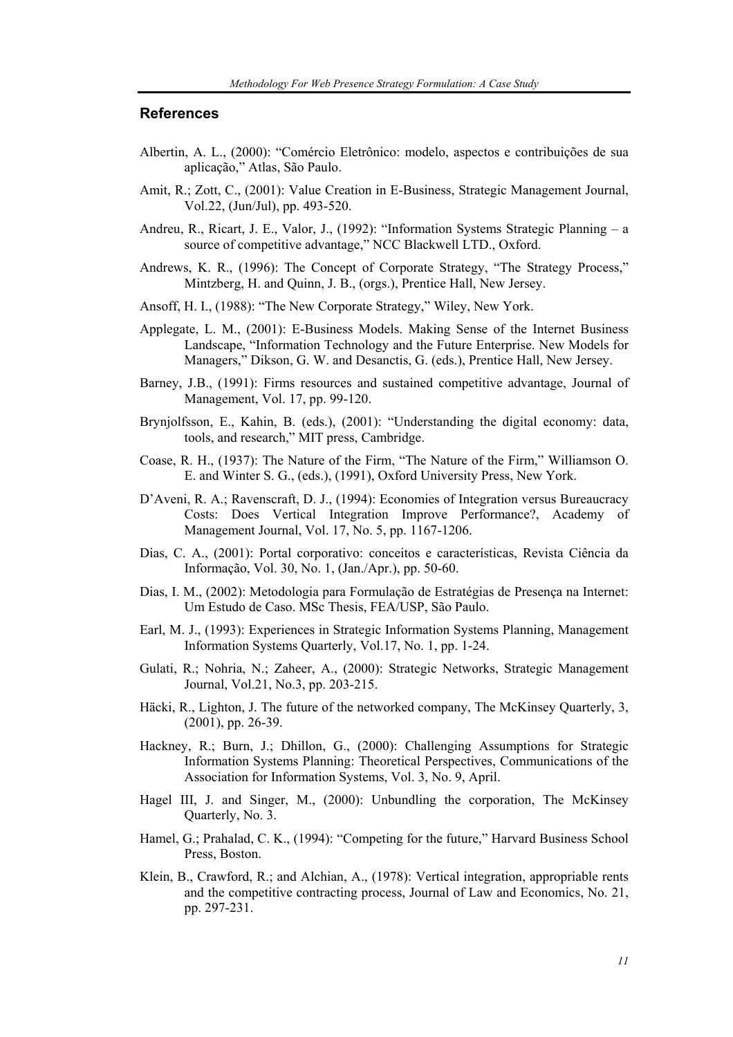## References

Albertin, A. L., (2000): "Comércio Eletrônico: modelo, aspectos e contribuições de sua aplicação," Atlas, São Paulo.

Amit, R.; Zott, C., (2001): Value Creation in E-Business, Strategic Management Journal, Vol.22, (Jun/Jul), pp. 493-520.

Andreu, R., Ricart, J. E., Valor, J., (1992): "Information Systems Strategic Planning – a source of competitive advantage," NCC Blackwell LTD., Oxford.

Andrews, K. R., (1996): The Concept of Corporate Strategy, "The Strategy Process," Mintzberg, H. and Quinn, J. B., (orgs.), Prentice Hall, New Jersey.

Ansoff, H. I., (1988): "The New Corporate Strategy," Wiley, New York.

Applegate, L. M., (2001): E-Business Models. Making Sense of the Internet Business Landscape, "Information Technology and the Future Enterprise. New Models for Managers," Dikson, G. W. and Desanctis, G. (eds.), Prentice Hall, New Jersey.

Barney, J.B., (1991): Firms resources and sustained competitive advantage, Journal of Management, Vol. 17, pp. 99-120.

Brynjolfsson, E., Kahin, B. (eds.), (2001): "Understanding the digital economy: data, tools, and research," MIT press, Cambridge.

Coase, R. H., (1937): The Nature of the Firm, "The Nature of the Firm," Williamson O. E. and Winter S. G., (eds.), (1991), Oxford University Press, New York.

D'Aveni, R. A.; Ravenscraft, D. J., (1994): Economies of Integration versus Bureaucracy Costs: Does Vertical Integration Improve Performance?, Academy of Management Journal, Vol. 17, No. 5, pp. 1167-1206.

Dias, C. A., (2001): Portal corporativo: conceitos e características, Revista Ciência da Informação, Vol. 30, No. 1, (Jan./Apr.), pp. 50-60.

Dias, I. M., (2002): Metodologia para Formulação de Estratégias de Presença na Internet: Um Estudo de Caso. MSc Thesis, FEA/USP, São Paulo.

Earl, M. J., (1993): Experiences in Strategic Information Systems Planning, Management Information Systems Quarterly, Vol.17, No. 1, pp. 1-24.

Gulati, R.; Nohria, N.; Zaheer, A., (2000): Strategic Networks, Strategic Management Journal, Vol.21, No.3, pp. 203-215.

Häcki, R., Lighton, J. The future of the networked company, The McKinsey Quarterly, 3, (2001), pp. 26-39.

Hackney, R.; Burn, J.; Dhillon, G., (2000): Challenging Assumptions for Strategic Information Systems Planning: Theoretical Perspectives, Communications of the Association for Information Systems, Vol. 3, No. 9, April.

Hagel III, J. and Singer, M., (2000): Unbundling the corporation, The McKinsey Quarterly, No. 3.

Hamel, G.; Prahalad, C. K., (1994): "Competing for the future," Harvard Business School Press, Boston.

Klein, B., Crawford, R.; and Alchian, A., (1978): Vertical integration, appropriable rents and the competitive contracting process, Journal of Law and Economics, No. 21, pp. 297-231.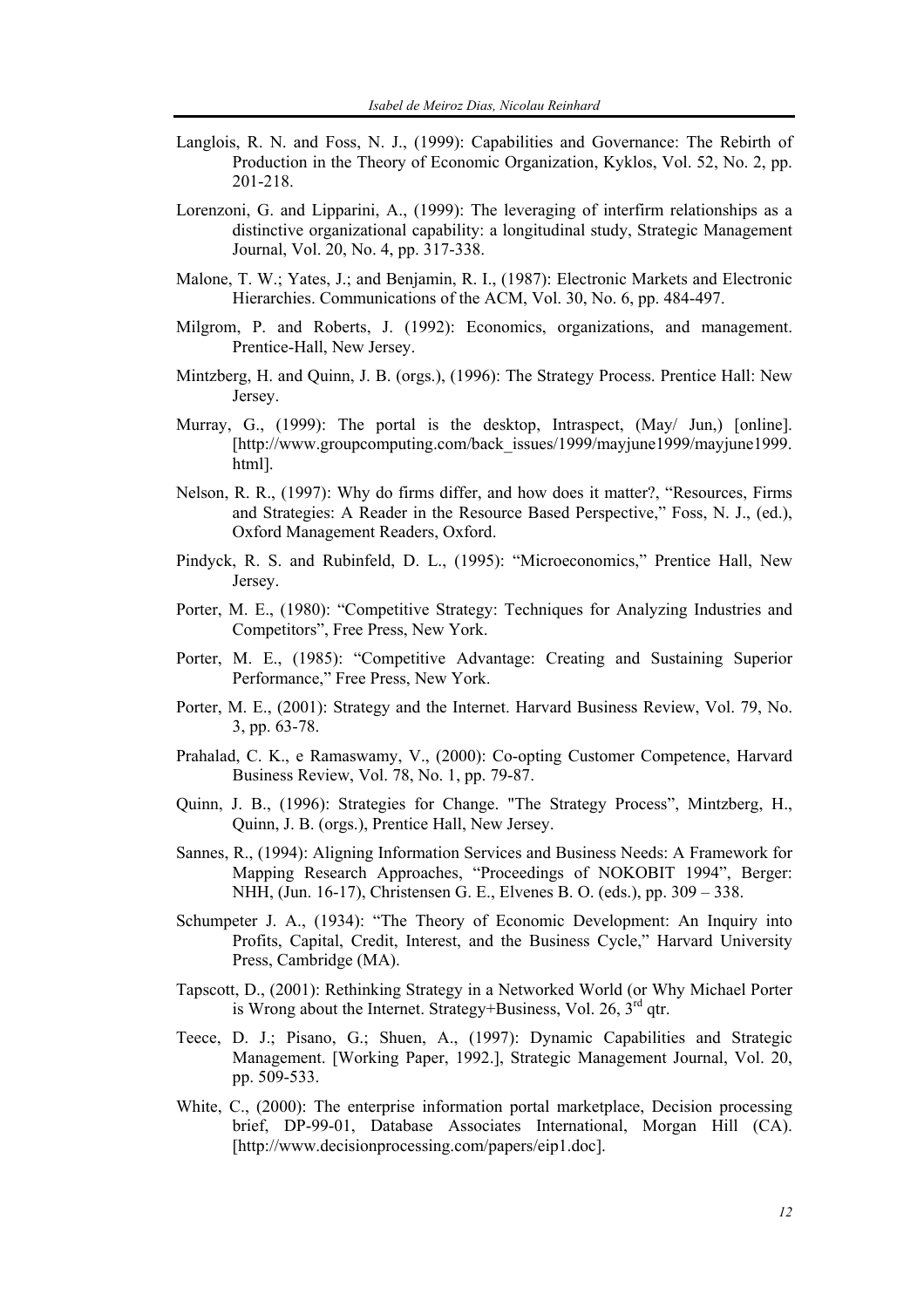Langlois, R. N. and Foss, N. J., (1999): Capabilities and Governance: The Rebirth of Production in the Theory of Economic Organization, Kyklos, Vol. 52, No. 2, pp. 201-218.

Lorenzoni, G. and Lipparini, A., (1999): The leveraging of interfirm relationships as a distinctive organizational capability: a longitudinal study, Strategic Management Journal, Vol. 20, No. 4, pp. 317-338.

Malone, T. W.; Yates, J.; and Benjamin, R. I., (1987): Electronic Markets and Electronic Hierarchies. Communications of the ACM, Vol. 30, No. 6, pp. 484-497.

Milgrom, P. and Roberts, J. (1992): Economics, organizations, and management. Prentice-Hall, New Jersey.

Mintzberg, H. and Quinn, J. B. (orgs.), (1996): The Strategy Process. Prentice Hall: New Jersey.

Murray, G., (1999): The portal is the desktop, Intraspect, (May/ Jun,) [online]. [http://www.groupcomputing.com/back_issues/1999/mayjune1999/mayjune1999.html].

Nelson, R. R., (1997): Why do firms differ, and how does it matter?, "Resources, Firms and Strategies: A Reader in the Resource Based Perspective," Foss, N. J., (ed.), Oxford Management Readers, Oxford.

Pindyck, R. S. and Rubinfeld, D. L., (1995): "Microeconomics," Prentice Hall, New Jersey.

Porter, M. E., (1980): "Competitive Strategy: Techniques for Analyzing Industries and Competitors", Free Press, New York.

Porter, M. E., (1985): "Competitive Advantage: Creating and Sustaining Superior Performance," Free Press, New York.

Porter, M. E., (2001): Strategy and the Internet. Harvard Business Review, Vol. 79, No. 3, pp. 63-78.

Prahalad, C. K., e Ramaswamy, V., (2000): Co-opting Customer Competence, Harvard Business Review, Vol. 78, No. 1, pp. 79-87.

Quinn, J. B., (1996): Strategies for Change. "The Strategy Process", Mintzberg, H., Quinn, J. B. (orgs.), Prentice Hall, New Jersey.

Sannes, R., (1994): Aligning Information Services and Business Needs: A Framework for Mapping Research Approaches, "Proceedings of NOKOBIT 1994", Berger: NHH, (Jun. 16-17), Christensen G. E., Elvenes B. O. (eds.), pp. 309 – 338.

Schumpeter J. A., (1934): "The Theory of Economic Development: An Inquiry into Profits, Capital, Credit, Interest, and the Business Cycle," Harvard University Press, Cambridge (MA).

Tapscott, D., (2001): Rethinking Strategy in a Networked World (or Why Michael Porter is Wrong about the Internet. Strategy+Business, Vol. 26, 3rd qtr.

Teece, D. J.; Pisano, G.; Shuen, A., (1997): Dynamic Capabilities and Strategic Management. [Working Paper, 1992.], Strategic Management Journal, Vol. 20, pp. 509-533.

White, C., (2000): The enterprise information portal marketplace, Decision processing brief, DP-99-01, Database Associates International, Morgan Hill (CA). [http://www.decisionprocessing.com/papers/eip1.doc].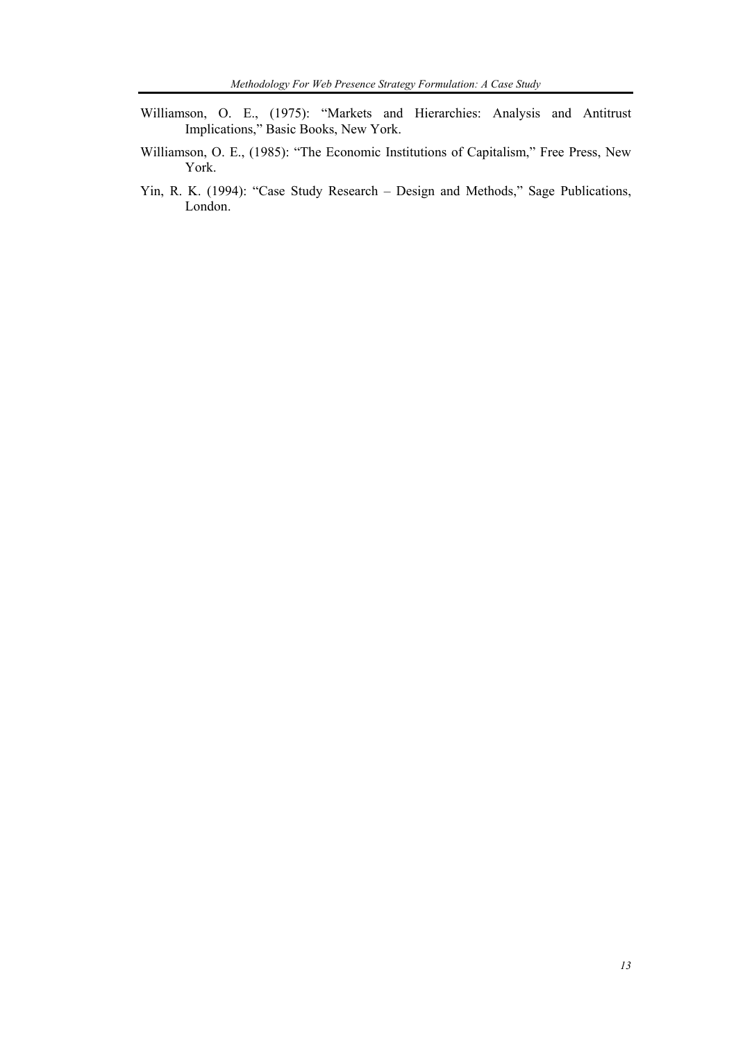Williamson, O. E., (1975): “Markets and Hierarchies: Analysis and Antitrust Implications,” Basic Books, New York.

Williamson, O. E., (1985): “The Economic Institutions of Capitalism,” Free Press, New York.

Yin, R. K. (1994): “Case Study Research – Design and Methods,” Sage Publications, London.